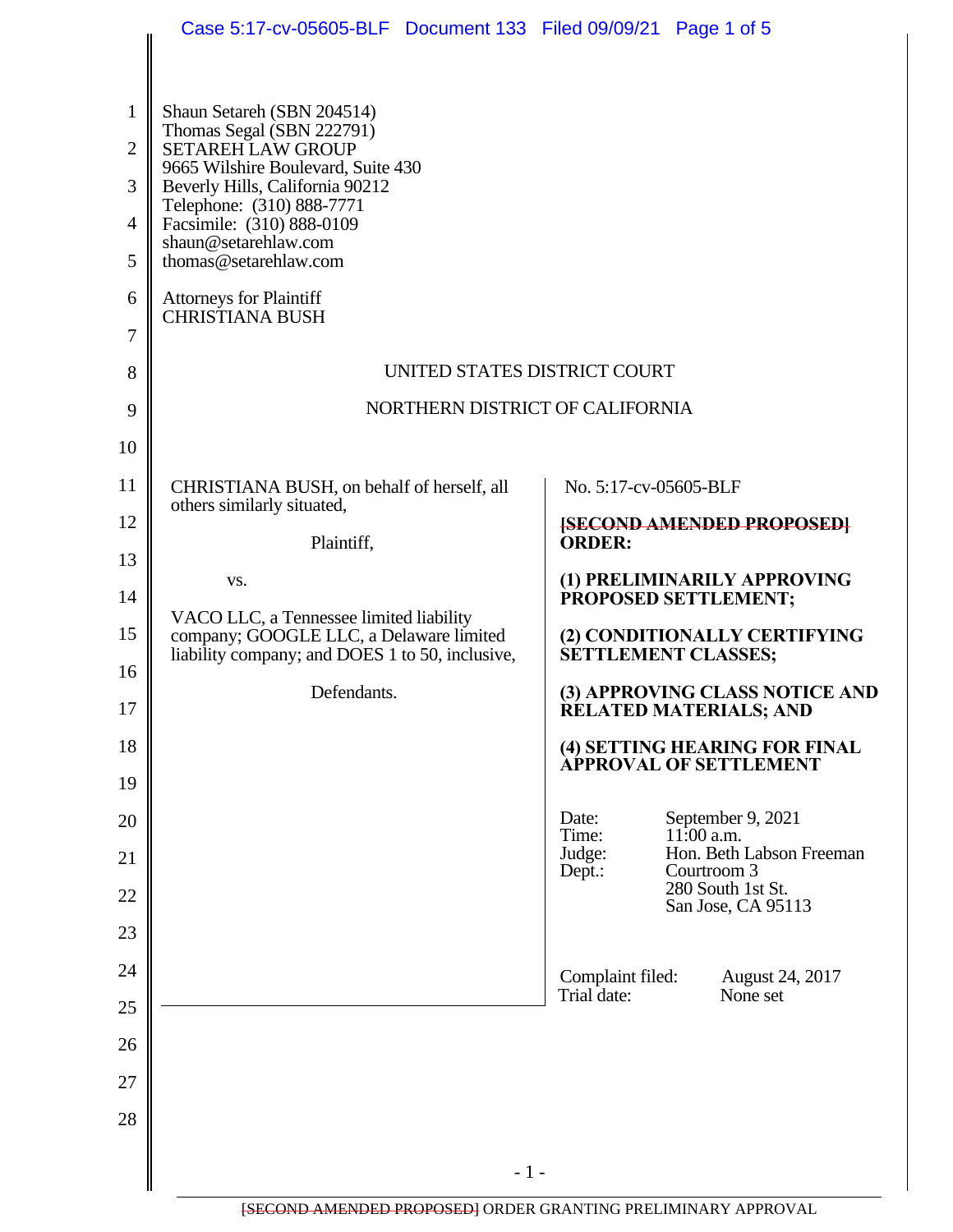Shaun Setareh (SBN 204514)
Thomas Segal (SBN 222791)
SETAREH LAW GROUP
9665 Wilshire Boulevard, Suite 430
Beverly Hills, California 90212
Telephone: (310) 888-7771
Facsimile: (310) 888-0109
shaun@setarehlaw.com
thomas@setarehlaw.com

Attorneys for Plaintiff
CHRISTIANA BUSH

UNITED STATES DISTRICT COURT

NORTHERN DISTRICT OF CALIFORNIA

CHRISTIANA BUSH, on behalf of herself, all others similarly situated,

Plaintiff,

vs.

VACO LLC, a Tennessee limited liability company; GOOGLE LLC, a Delaware limited liability company; and DOES 1 to 50, inclusive,

Defendants.

No. 5:17-cv-05605-BLF

~~[SECOND AMENDED PROPOSED]~~ **ORDER:**

**(1) PRELIMINARILY APPROVING PROPOSED SETTLEMENT;**

**(2) CONDITIONALLY CERTIFYING SETTLEMENT CLASSES;**

**(3) APPROVING CLASS NOTICE AND RELATED MATERIALS; AND**

**(4) SETTING HEARING FOR FINAL APPROVAL OF SETTLEMENT**

Date: September 9, 2021
Time: 11:00 a.m.
Judge: Hon. Beth Labson Freeman
Dept.: Courtroom 3
280 South 1st St.
San Jose, CA 95113

Complaint filed: August 24, 2017
Trial date: None set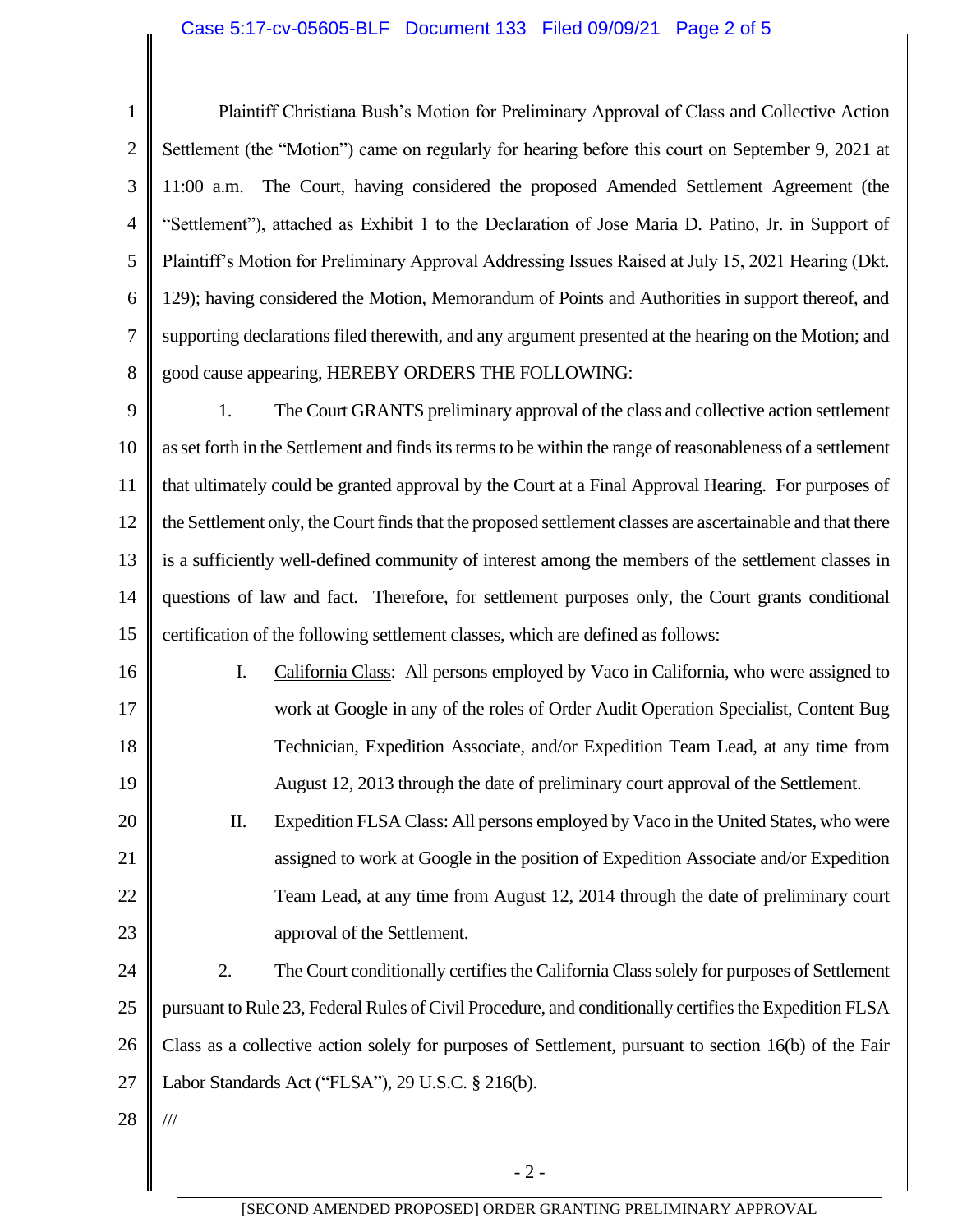Plaintiff Christiana Bush's Motion for Preliminary Approval of Class and Collective Action Settlement (the "Motion") came on regularly for hearing before this court on September 9, 2021 at 11:00 a.m. The Court, having considered the proposed Amended Settlement Agreement (the "Settlement"), attached as Exhibit 1 to the Declaration of Jose Maria D. Patino, Jr. in Support of Plaintiff's Motion for Preliminary Approval Addressing Issues Raised at July 15, 2021 Hearing (Dkt. 129); having considered the Motion, Memorandum of Points and Authorities in support thereof, and supporting declarations filed therewith, and any argument presented at the hearing on the Motion; and good cause appearing, HEREBY ORDERS THE FOLLOWING:

1. The Court GRANTS preliminary approval of the class and collective action settlement as set forth in the Settlement and finds its terms to be within the range of reasonableness of a settlement that ultimately could be granted approval by the Court at a Final Approval Hearing. For purposes of the Settlement only, the Court finds that the proposed settlement classes are ascertainable and that there is a sufficiently well-defined community of interest among the members of the settlement classes in questions of law and fact. Therefore, for settlement purposes only, the Court grants conditional certification of the following settlement classes, which are defined as follows:

   I. California Class: All persons employed by Vaco in California, who were assigned to work at Google in any of the roles of Order Audit Operation Specialist, Content Bug Technician, Expedition Associate, and/or Expedition Team Lead, at any time from August 12, 2013 through the date of preliminary court approval of the Settlement.

   II. Expedition FLSA Class: All persons employed by Vaco in the United States, who were assigned to work at Google in the position of Expedition Associate and/or Expedition Team Lead, at any time from August 12, 2014 through the date of preliminary court approval of the Settlement.

2. The Court conditionally certifies the California Class solely for purposes of Settlement pursuant to Rule 23, Federal Rules of Civil Procedure, and conditionally certifies the Expedition FLSA Class as a collective action solely for purposes of Settlement, pursuant to section 16(b) of the Fair Labor Standards Act ("FLSA"), 29 U.S.C. § 216(b).

///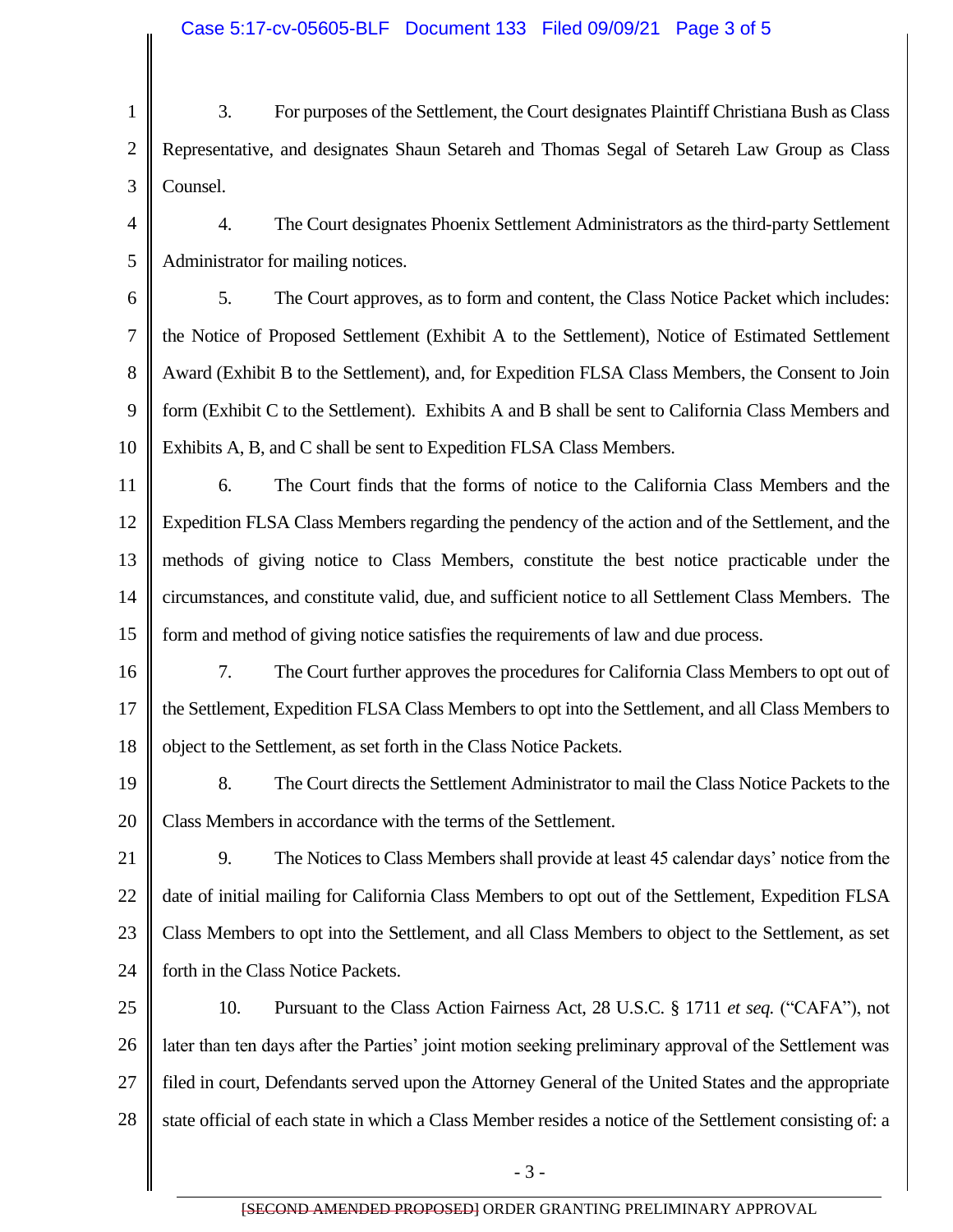3. For purposes of the Settlement, the Court designates Plaintiff Christiana Bush as Class Representative, and designates Shaun Setareh and Thomas Segal of Setareh Law Group as Class Counsel.

4. The Court designates Phoenix Settlement Administrators as the third-party Settlement Administrator for mailing notices.

5. The Court approves, as to form and content, the Class Notice Packet which includes: the Notice of Proposed Settlement (Exhibit A to the Settlement), Notice of Estimated Settlement Award (Exhibit B to the Settlement), and, for Expedition FLSA Class Members, the Consent to Join form (Exhibit C to the Settlement). Exhibits A and B shall be sent to California Class Members and Exhibits A, B, and C shall be sent to Expedition FLSA Class Members.

6. The Court finds that the forms of notice to the California Class Members and the Expedition FLSA Class Members regarding the pendency of the action and of the Settlement, and the methods of giving notice to Class Members, constitute the best notice practicable under the circumstances, and constitute valid, due, and sufficient notice to all Settlement Class Members. The form and method of giving notice satisfies the requirements of law and due process.

7. The Court further approves the procedures for California Class Members to opt out of the Settlement, Expedition FLSA Class Members to opt into the Settlement, and all Class Members to object to the Settlement, as set forth in the Class Notice Packets.

8. The Court directs the Settlement Administrator to mail the Class Notice Packets to the Class Members in accordance with the terms of the Settlement.

9. The Notices to Class Members shall provide at least 45 calendar days' notice from the date of initial mailing for California Class Members to opt out of the Settlement, Expedition FLSA Class Members to opt into the Settlement, and all Class Members to object to the Settlement, as set forth in the Class Notice Packets.

10. Pursuant to the Class Action Fairness Act, 28 U.S.C. § 1711 *et seq.* ("CAFA"), not later than ten days after the Parties' joint motion seeking preliminary approval of the Settlement was filed in court, Defendants served upon the Attorney General of the United States and the appropriate state official of each state in which a Class Member resides a notice of the Settlement consisting of: a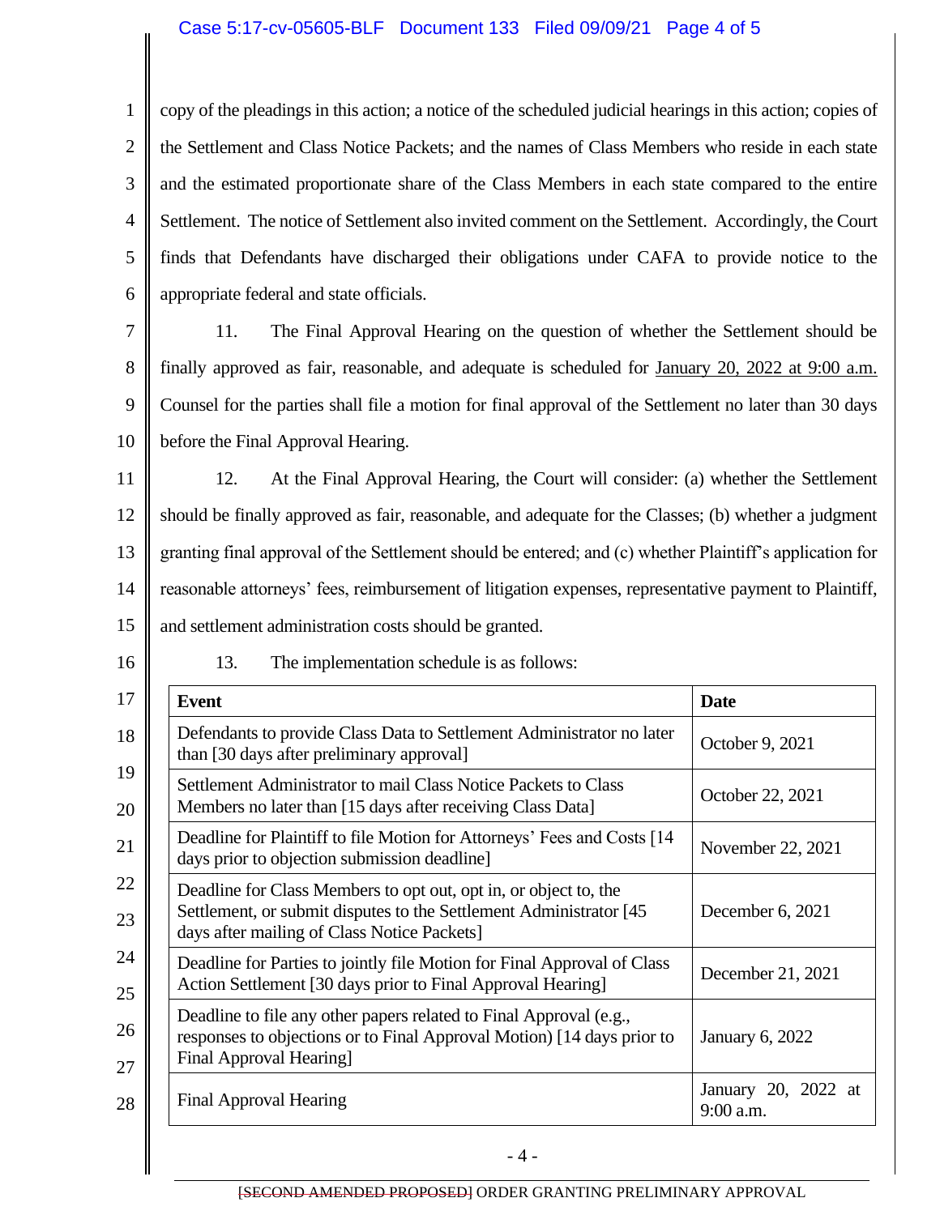copy of the pleadings in this action; a notice of the scheduled judicial hearings in this action; copies of the Settlement and Class Notice Packets; and the names of Class Members who reside in each state and the estimated proportionate share of the Class Members in each state compared to the entire Settlement. The notice of Settlement also invited comment on the Settlement. Accordingly, the Court finds that Defendants have discharged their obligations under CAFA to provide notice to the appropriate federal and state officials.

11. The Final Approval Hearing on the question of whether the Settlement should be finally approved as fair, reasonable, and adequate is scheduled for <u>January 20, 2022 at 9:00 a.m.</u> Counsel for the parties shall file a motion for final approval of the Settlement no later than 30 days before the Final Approval Hearing.

12. At the Final Approval Hearing, the Court will consider: (a) whether the Settlement should be finally approved as fair, reasonable, and adequate for the Classes; (b) whether a judgment granting final approval of the Settlement should be entered; and (c) whether Plaintiff's application for reasonable attorneys' fees, reimbursement of litigation expenses, representative payment to Plaintiff, and settlement administration costs should be granted.

13. The implementation schedule is as follows:

| **Event** | **Date** |
|---|---|
| Defendants to provide Class Data to Settlement Administrator no later than [30 days after preliminary approval] | October 9, 2021 |
| Settlement Administrator to mail Class Notice Packets to Class Members no later than [15 days after receiving Class Data] | October 22, 2021 |
| Deadline for Plaintiff to file Motion for Attorneys' Fees and Costs [14 days prior to objection submission deadline] | November 22, 2021 |
| Deadline for Class Members to opt out, opt in, or object to, the Settlement, or submit disputes to the Settlement Administrator [45 days after mailing of Class Notice Packets] | December 6, 2021 |
| Deadline for Parties to jointly file Motion for Final Approval of Class Action Settlement [30 days prior to Final Approval Hearing] | December 21, 2021 |
| Deadline to file any other papers related to Final Approval (e.g., responses to objections or to Final Approval Motion) [14 days prior to Final Approval Hearing] | January 6, 2022 |
| Final Approval Hearing | January 20, 2022 at 9:00 a.m. |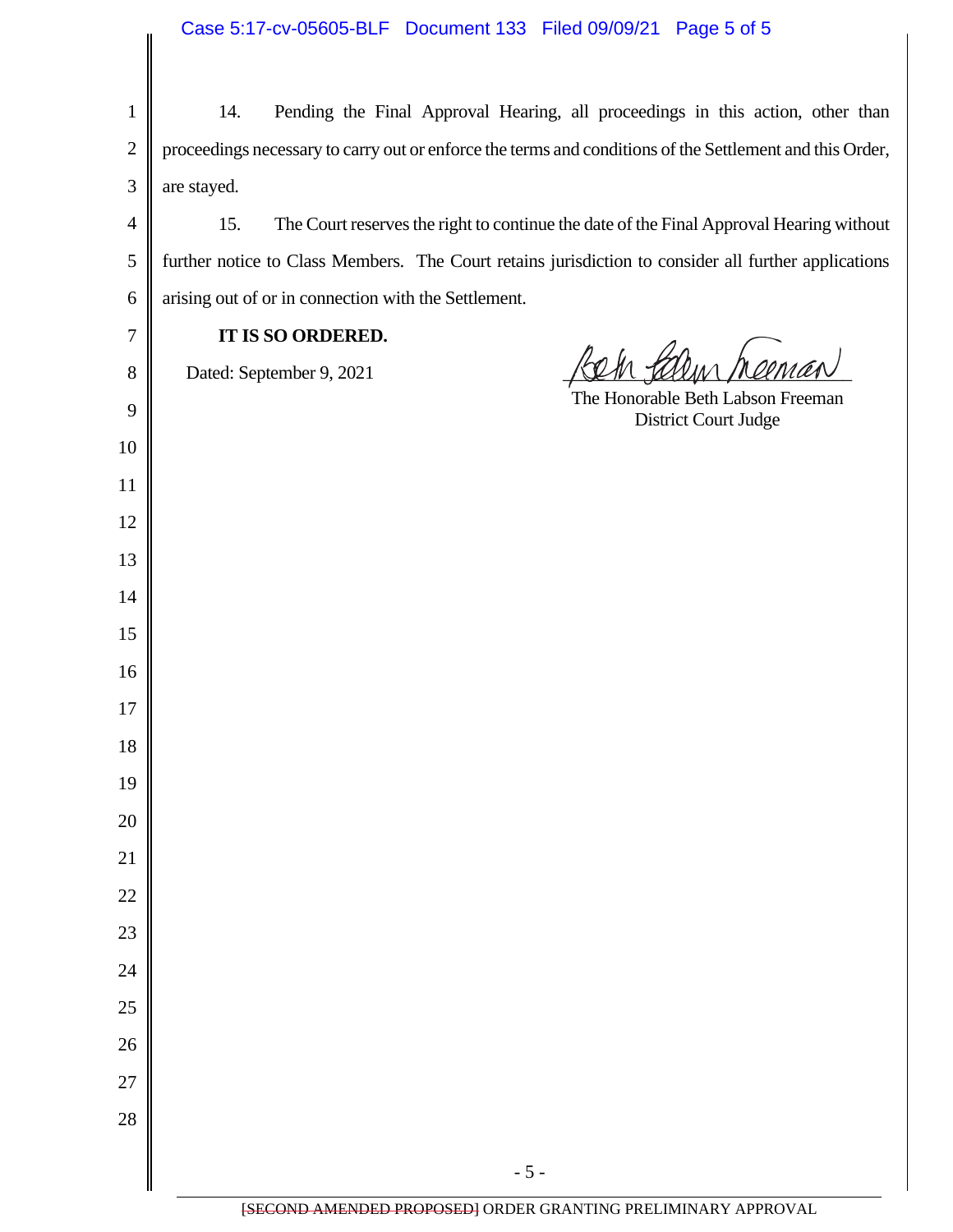14. Pending the Final Approval Hearing, all proceedings in this action, other than proceedings necessary to carry out or enforce the terms and conditions of the Settlement and this Order, are stayed.

15. The Court reserves the right to continue the date of the Final Approval Hearing without further notice to Class Members. The Court retains jurisdiction to consider all further applications arising out of or in connection with the Settlement.

**IT IS SO ORDERED.**

Dated: September 9, 2021

The Honorable Beth Labson Freeman
District Court Judge